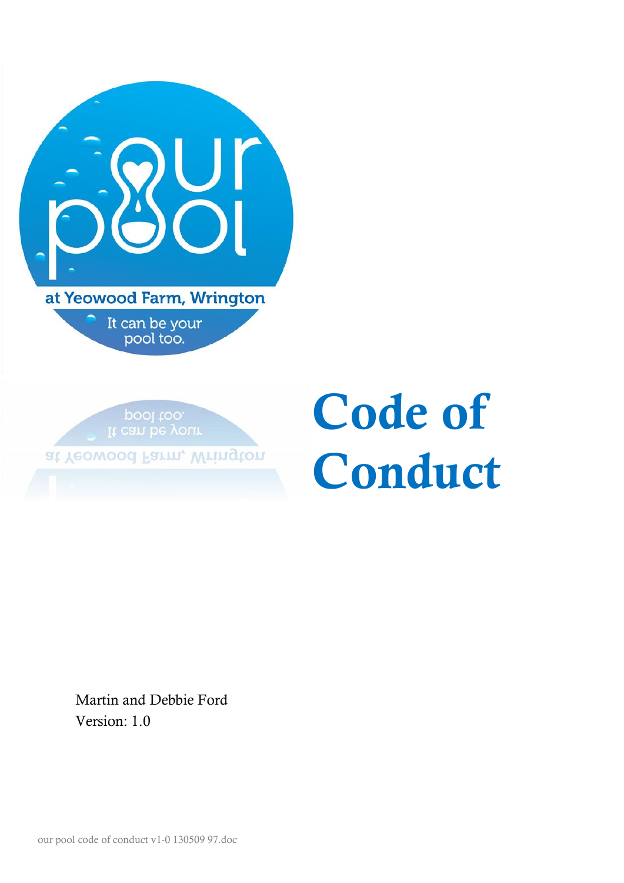# Code of Conduct

Martin and Debbie Ford
Version: 1.0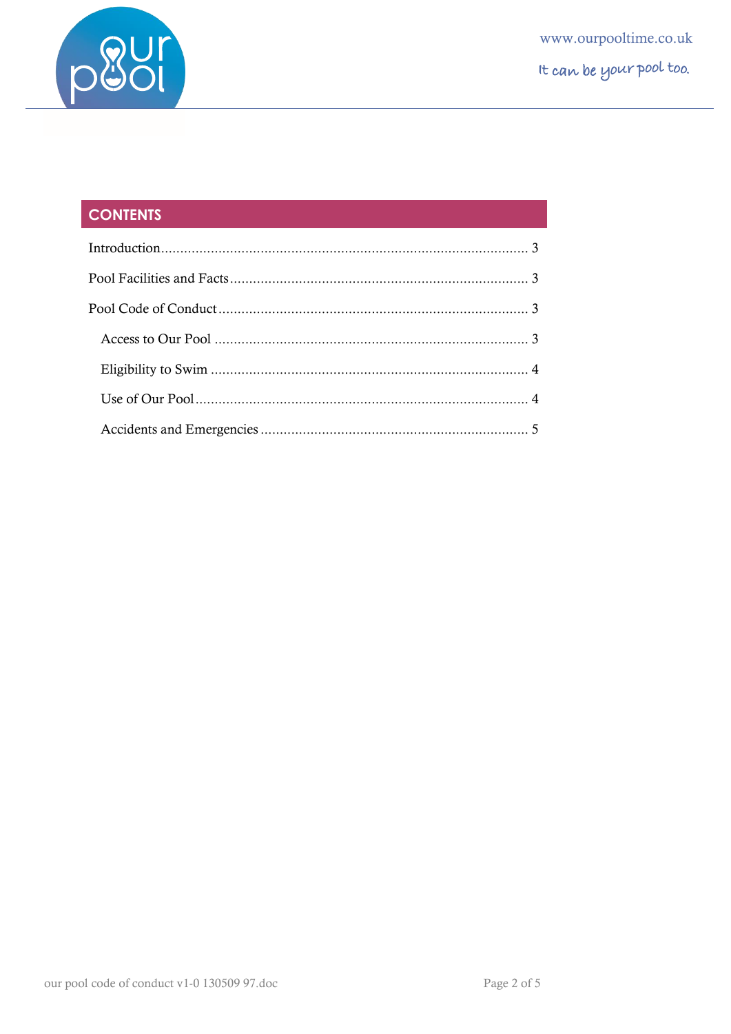## CONTENTS

- Introduction ........ 3
- Pool Facilities and Facts ........ 3
- Pool Code of Conduct ........ 3
  - Access to Our Pool ........ 3
  - Eligibility to Swim ........ 4
  - Use of Our Pool ........ 4
  - Accidents and Emergencies ........ 5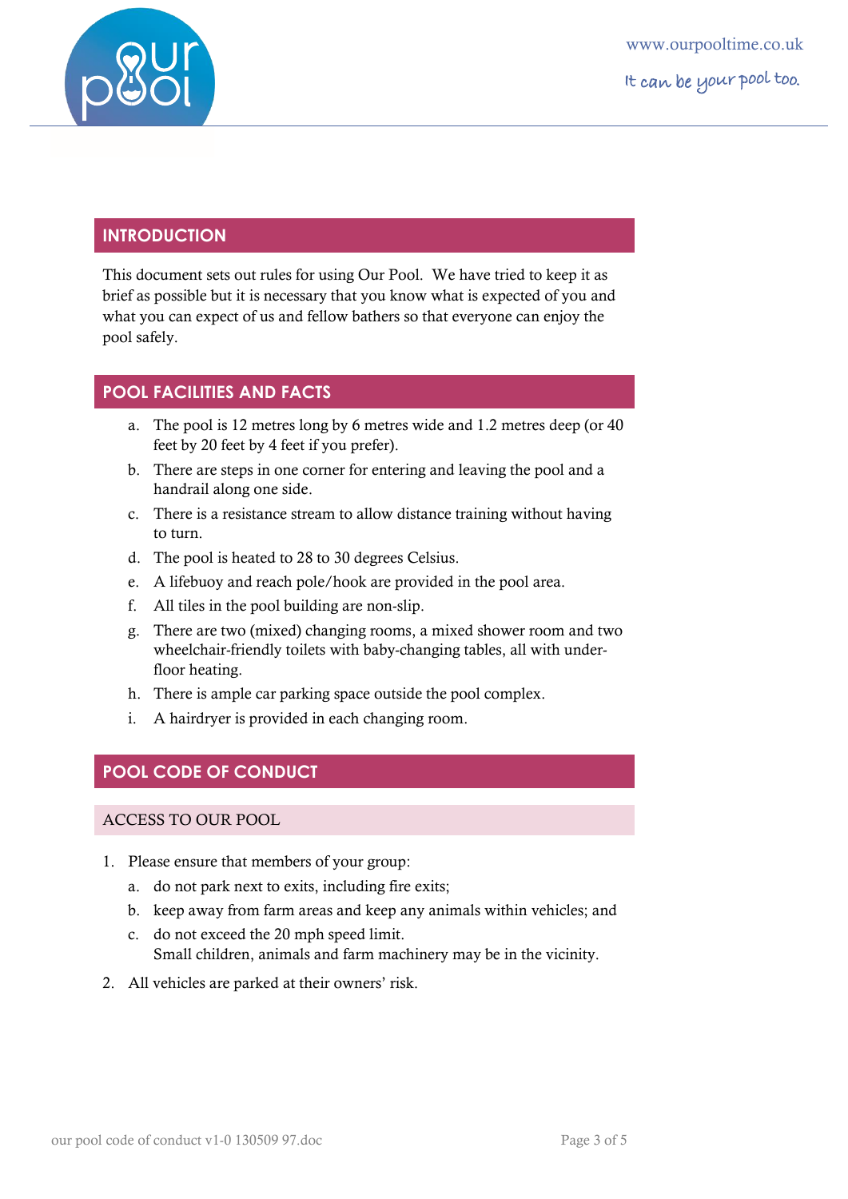## INTRODUCTION

This document sets out rules for using Our Pool. We have tried to keep it as brief as possible but it is necessary that you know what is expected of you and what you can expect of us and fellow bathers so that everyone can enjoy the pool safely.

## POOL FACILITIES AND FACTS

a. The pool is 12 metres long by 6 metres wide and 1.2 metres deep (or 40 feet by 20 feet by 4 feet if you prefer).
b. There are steps in one corner for entering and leaving the pool and a handrail along one side.
c. There is a resistance stream to allow distance training without having to turn.
d. The pool is heated to 28 to 30 degrees Celsius.
e. A lifebuoy and reach pole/hook are provided in the pool area.
f. All tiles in the pool building are non-slip.
g. There are two (mixed) changing rooms, a mixed shower room and two wheelchair-friendly toilets with baby-changing tables, all with under-floor heating.
h. There is ample car parking space outside the pool complex.
i. A hairdryer is provided in each changing room.

## POOL CODE OF CONDUCT

### ACCESS TO OUR POOL

1. Please ensure that members of your group:
   a. do not park next to exits, including fire exits;
   b. keep away from farm areas and keep any animals within vehicles; and
   c. do not exceed the 20 mph speed limit.
   Small children, animals and farm machinery may be in the vicinity.
2. All vehicles are parked at their owners' risk.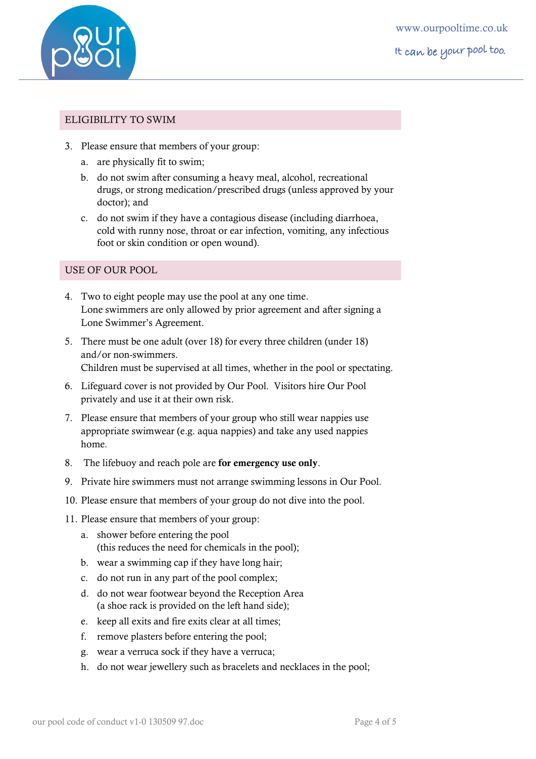## ELIGIBILITY TO SWIM

3. Please ensure that members of your group:
   a. are physically fit to swim;
   b. do not swim after consuming a heavy meal, alcohol, recreational drugs, or strong medication/prescribed drugs (unless approved by your doctor); and
   c. do not swim if they have a contagious disease (including diarrhoea, cold with runny nose, throat or ear infection, vomiting, any infectious foot or skin condition or open wound).

## USE OF OUR POOL

4. Two to eight people may use the pool at any one time.
   Lone swimmers are only allowed by prior agreement and after signing a Lone Swimmer's Agreement.
5. There must be one adult (over 18) for every three children (under 18) and/or non-swimmers.
   Children must be supervised at all times, whether in the pool or spectating.
6. Lifeguard cover is not provided by Our Pool. Visitors hire Our Pool privately and use it at their own risk.
7. Please ensure that members of your group who still wear nappies use appropriate swimwear (e.g. aqua nappies) and take any used nappies home.
8. The lifebuoy and reach pole are **for emergency use only**.
9. Private hire swimmers must not arrange swimming lessons in Our Pool.
10. Please ensure that members of your group do not dive into the pool.
11. Please ensure that members of your group:
    a. shower before entering the pool
       (this reduces the need for chemicals in the pool);
    b. wear a swimming cap if they have long hair;
    c. do not run in any part of the pool complex;
    d. do not wear footwear beyond the Reception Area
       (a shoe rack is provided on the left hand side);
    e. keep all exits and fire exits clear at all times;
    f. remove plasters before entering the pool;
    g. wear a verruca sock if they have a verruca;
    h. do not wear jewellery such as bracelets and necklaces in the pool;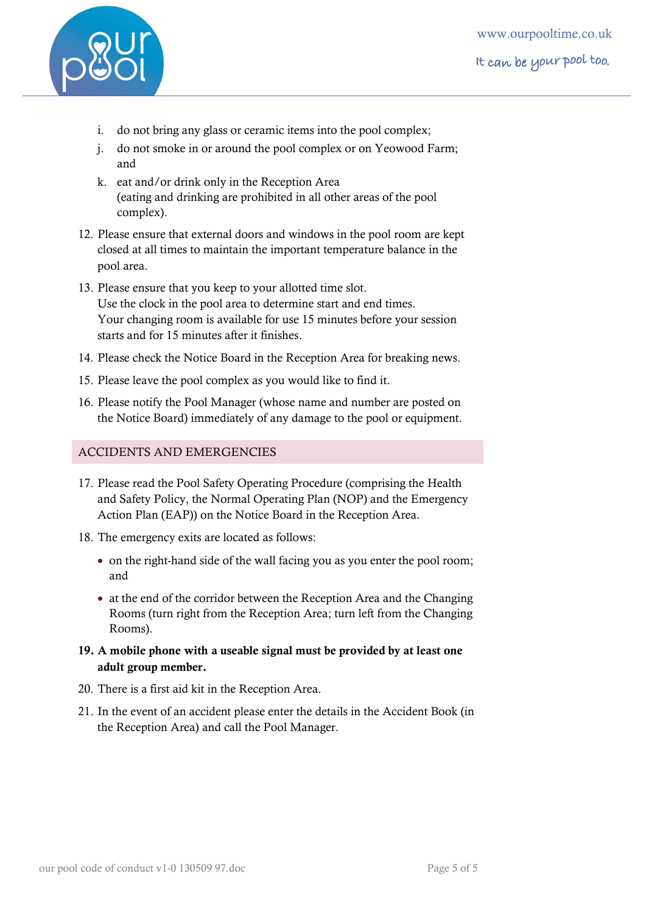i. do not bring any glass or ceramic items into the pool complex;
j. do not smoke in or around the pool complex or on Yeowood Farm; and
k. eat and/or drink only in the Reception Area
(eating and drinking are prohibited in all other areas of the pool complex).

12. Please ensure that external doors and windows in the pool room are kept closed at all times to maintain the important temperature balance in the pool area.
13. Please ensure that you keep to your allotted time slot.
Use the clock in the pool area to determine start and end times.
Your changing room is available for use 15 minutes before your session starts and for 15 minutes after it finishes.
14. Please check the Notice Board in the Reception Area for breaking news.
15. Please leave the pool complex as you would like to find it.
16. Please notify the Pool Manager (whose name and number are posted on the Notice Board) immediately of any damage to the pool or equipment.

## ACCIDENTS AND EMERGENCIES

17. Please read the Pool Safety Operating Procedure (comprising the Health and Safety Policy, the Normal Operating Plan (NOP) and the Emergency Action Plan (EAP)) on the Notice Board in the Reception Area.
18. The emergency exits are located as follows:
    - on the right-hand side of the wall facing you as you enter the pool room; and
    - at the end of the corridor between the Reception Area and the Changing Rooms (turn right from the Reception Area; turn left from the Changing Rooms).
19. **A mobile phone with a useable signal must be provided by at least one adult group member.**
20. There is a first aid kit in the Reception Area.
21. In the event of an accident please enter the details in the Accident Book (in the Reception Area) and call the Pool Manager.